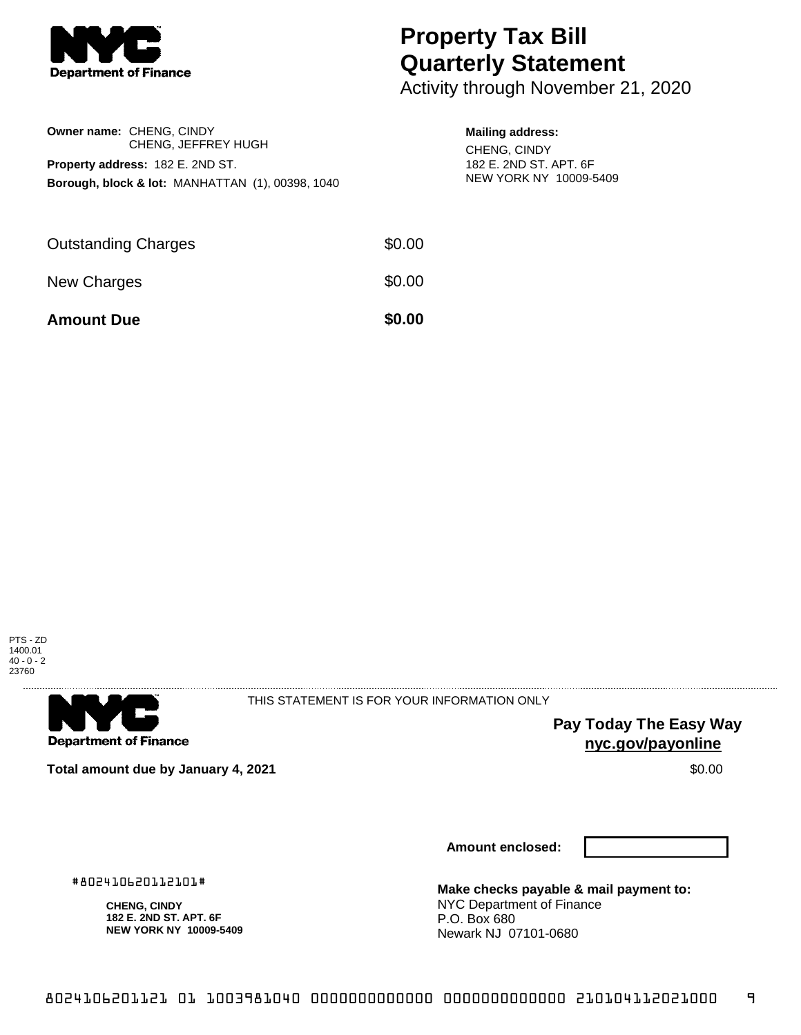**Department of Finance**

# Property Tax Bill Quarterly Statement

Activity through November 21, 2020

**Owner name:** CHENG, CINDY
CHENG, JEFFREY HUGH

**Property address:** 182 E. 2ND ST.

**Borough, block & lot:** MANHATTAN (1), 00398, 1040

**Mailing address:**
CHENG, CINDY
182 E. 2ND ST. APT. 6F
NEW YORK NY 10009-5409

| | |
|---|---|
| Outstanding Charges | $0.00 |
| New Charges | $0.00 |
| **Amount Due** | **$0.00** |

PTS - ZD
1400.01
40 - 0 - 2
23760

**Department of Finance**

THIS STATEMENT IS FOR YOUR INFORMATION ONLY

**Pay Today The Easy Way**
**nyc.gov/payonline**

**Total amount due by January 4, 2021** $0.00

**Amount enclosed:**

#802410620112101#

**CHENG, CINDY**
**182 E. 2ND ST. APT. 6F**
**NEW YORK NY 10009-5409**

**Make checks payable & mail payment to:**
NYC Department of Finance
P.O. Box 680
Newark NJ 07101-0680

8024106201121 01 1003981040 0000000000000 0000000000000 210104112021000 9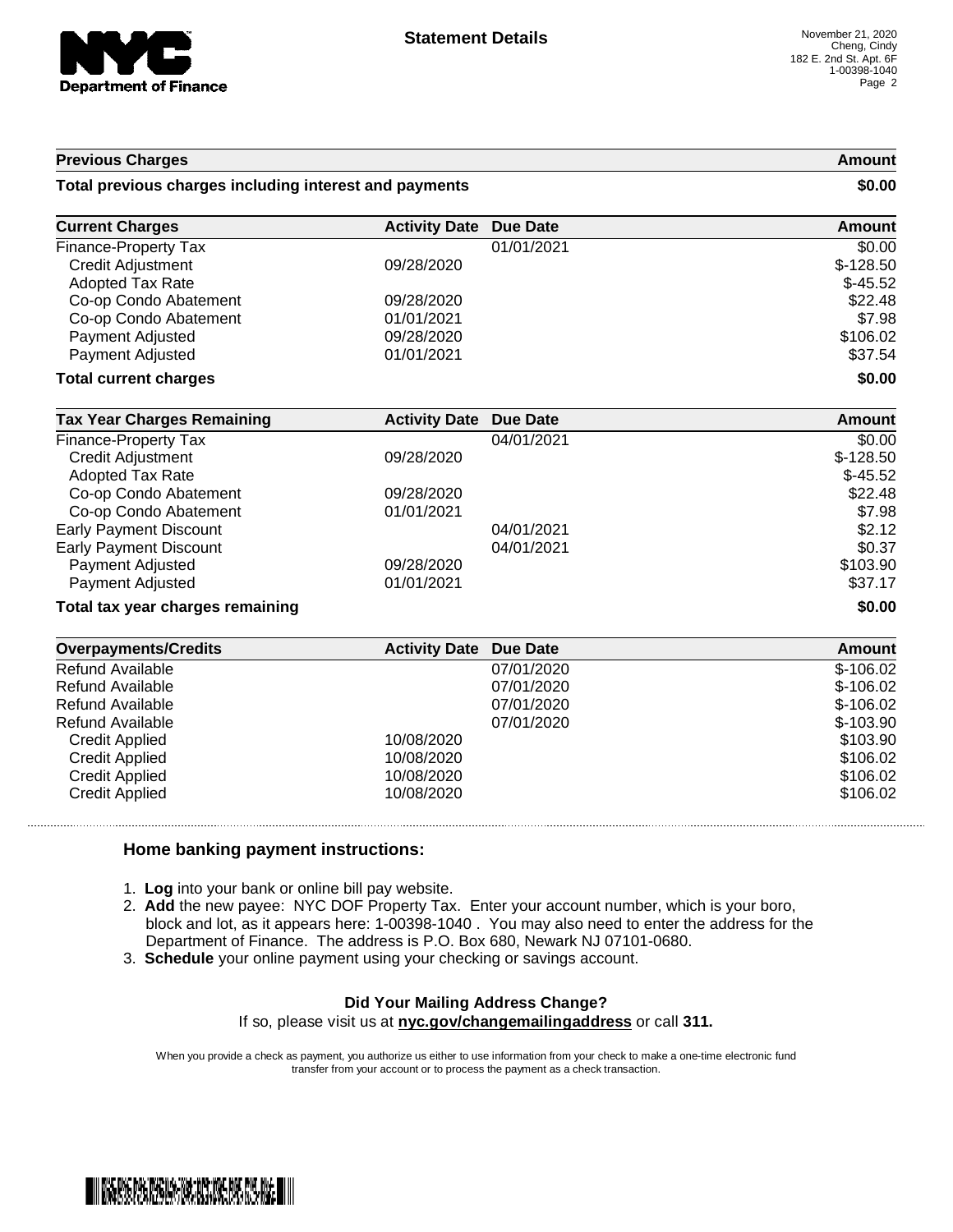NYC Department of Finance

## Statement Details

November 21, 2020
Cheng, Cindy
182 E. 2nd St. Apt. 6F
1-00398-1040

| Previous Charges | Amount |
|---|---|
| Total previous charges including interest and payments | $0.00 |

| Current Charges | Activity Date | Due Date | Amount |
|---|---|---|---|
| Finance-Property Tax | | 01/01/2021 | $0.00 |
| Credit Adjustment | 09/28/2020 | | $-128.50 |
| Adopted Tax Rate | | | $-45.52 |
| Co-op Condo Abatement | 09/28/2020 | | $22.48 |
| Co-op Condo Abatement | 01/01/2021 | | $7.98 |
| Payment Adjusted | 09/28/2020 | | $106.02 |
| Payment Adjusted | 01/01/2021 | | $37.54 |
| **Total current charges** | | | **$0.00** |

| Tax Year Charges Remaining | Activity Date | Due Date | Amount |
|---|---|---|---|
| Finance-Property Tax | | 04/01/2021 | $0.00 |
| Credit Adjustment | 09/28/2020 | | $-128.50 |
| Adopted Tax Rate | | | $-45.52 |
| Co-op Condo Abatement | 09/28/2020 | | $22.48 |
| Co-op Condo Abatement | 01/01/2021 | | $7.98 |
| Early Payment Discount | | 04/01/2021 | $2.12 |
| Early Payment Discount | | 04/01/2021 | $0.37 |
| Payment Adjusted | 09/28/2020 | | $103.90 |
| Payment Adjusted | 01/01/2021 | | $37.17 |
| **Total tax year charges remaining** | | | **$0.00** |

| Overpayments/Credits | Activity Date | Due Date | Amount |
|---|---|---|---|
| Refund Available | | 07/01/2020 | $-106.02 |
| Refund Available | | 07/01/2020 | $-106.02 |
| Refund Available | | 07/01/2020 | $-106.02 |
| Refund Available | | 07/01/2020 | $-103.90 |
| Credit Applied | 10/08/2020 | | $103.90 |
| Credit Applied | 10/08/2020 | | $106.02 |
| Credit Applied | 10/08/2020 | | $106.02 |
| Credit Applied | 10/08/2020 | | $106.02 |

### Home banking payment instructions:

1. **Log** into your bank or online bill pay website.
2. **Add** the new payee: NYC DOF Property Tax. Enter your account number, which is your boro, block and lot, as it appears here: 1-00398-1040 . You may also need to enter the address for the Department of Finance. The address is P.O. Box 680, Newark NJ 07101-0680.
3. **Schedule** your online payment using your checking or savings account.

**Did Your Mailing Address Change?**
If so, please visit us at **nyc.gov/changemailingaddress** or call **311.**

When you provide a check as payment, you authorize us either to use information from your check to make a one-time electronic fund transfer from your account or to process the payment as a check transaction.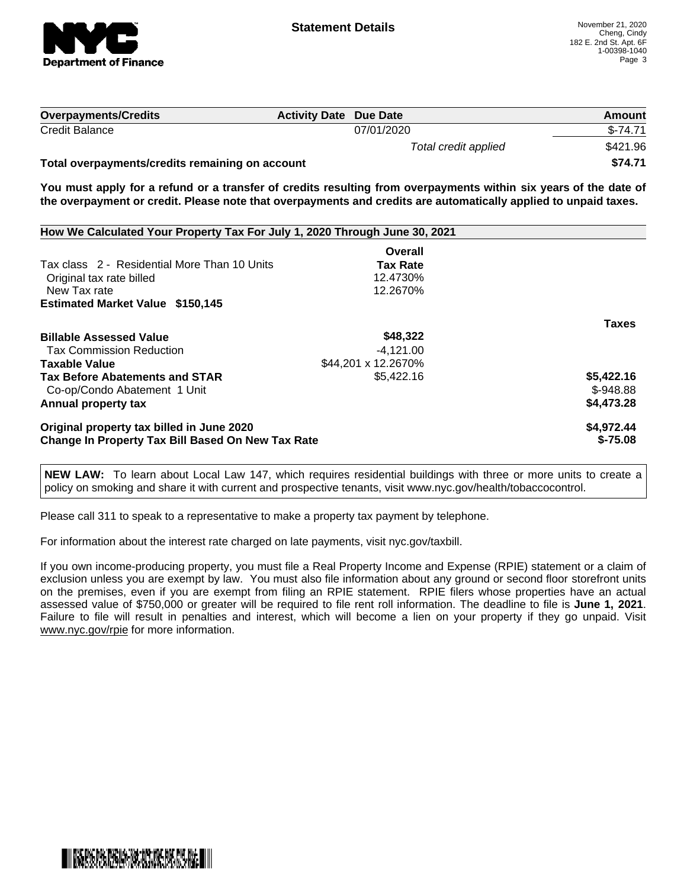**Statement Details**

November 21, 2020
Cheng, Cindy
182 E. 2nd St. Apt. 6F
1-00398-1040

| Overpayments/Credits | Activity Date | Due Date | Amount |
| --- | --- | --- | --- |
| Credit Balance | | 07/01/2020 | $-74.71 |
| | | *Total credit applied* | $421.96 |
| **Total overpayments/credits remaining on account** | | | **$74.71** |

**You must apply for a refund or a transfer of credits resulting from overpayments within six years of the date of the overpayment or credit. Please note that overpayments and credits are automatically applied to unpaid taxes.**

**How We Calculated Your Property Tax For July 1, 2020 Through June 30, 2021**

| | Overall Tax Rate | |
| --- | --- | --- |
| Tax class 2 - Residential More Than 10 Units | | |
| Original tax rate billed | 12.4730% | |
| New Tax rate | 12.2670% | |
| **Estimated Market Value $150,145** | | |
| | | **Taxes** |
| **Billable Assessed Value** | **$48,322** | |
| Tax Commission Reduction | -4,121.00 | |
| **Taxable Value** | $44,201 x 12.2670% | |
| **Tax Before Abatements and STAR** | $5,422.16 | **$5,422.16** |
| Co-op/Condo Abatement 1 Unit | | $-948.88 |
| **Annual property tax** | | **$4,473.28** |
| **Original property tax billed in June 2020** | | **$4,972.44** |
| **Change In Property Tax Bill Based On New Tax Rate** | | **$-75.08** |

**NEW LAW:** To learn about Local Law 147, which requires residential buildings with three or more units to create a policy on smoking and share it with current and prospective tenants, visit www.nyc.gov/health/tobaccocontrol.

Please call 311 to speak to a representative to make a property tax payment by telephone.

For information about the interest rate charged on late payments, visit nyc.gov/taxbill.

If you own income-producing property, you must file a Real Property Income and Expense (RPIE) statement or a claim of exclusion unless you are exempt by law. You must also file information about any ground or second floor storefront units on the premises, even if you are exempt from filing an RPIE statement. RPIE filers whose properties have an actual assessed value of $750,000 or greater will be required to file rent roll information. The deadline to file is **June 1, 2021**. Failure to file will result in penalties and interest, which will become a lien on your property if they go unpaid. Visit www.nyc.gov/rpie for more information.